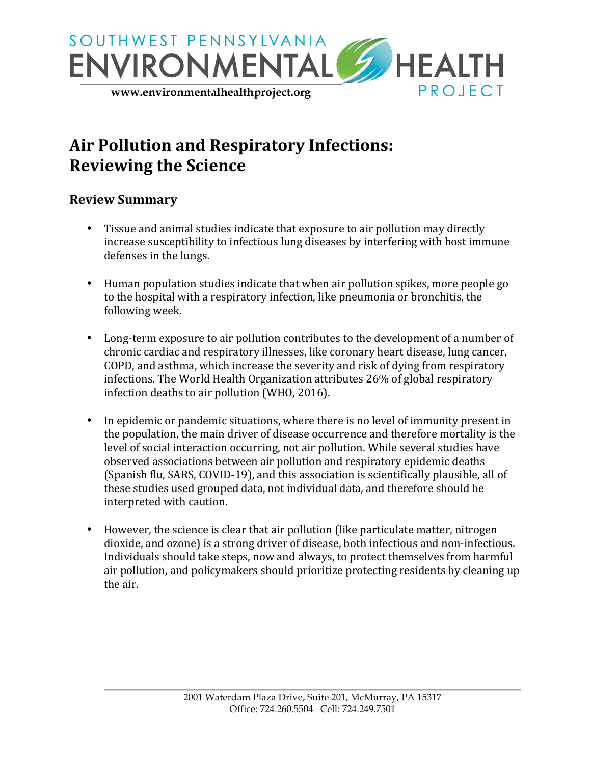SOUTHWEST PENNSYLVANIA ENVIRONMENTAL HEALTH PROJECT

www.environmentalhealthproject.org

# Air Pollution and Respiratory Infections: Reviewing the Science

## Review Summary

- Tissue and animal studies indicate that exposure to air pollution may directly increase susceptibility to infectious lung diseases by interfering with host immune defenses in the lungs.

- Human population studies indicate that when air pollution spikes, more people go to the hospital with a respiratory infection, like pneumonia or bronchitis, the following week.

- Long-term exposure to air pollution contributes to the development of a number of chronic cardiac and respiratory illnesses, like coronary heart disease, lung cancer, COPD, and asthma, which increase the severity and risk of dying from respiratory infections. The World Health Organization attributes 26% of global respiratory infection deaths to air pollution (WHO, 2016).

- In epidemic or pandemic situations, where there is no level of immunity present in the population, the main driver of disease occurrence and therefore mortality is the level of social interaction occurring, not air pollution. While several studies have observed associations between air pollution and respiratory epidemic deaths (Spanish flu, SARS, COVID-19), and this association is scientifically plausible, all of these studies used grouped data, not individual data, and therefore should be interpreted with caution.

- However, the science is clear that air pollution (like particulate matter, nitrogen dioxide, and ozone) is a strong driver of disease, both infectious and non-infectious. Individuals should take steps, now and always, to protect themselves from harmful air pollution, and policymakers should prioritize protecting residents by cleaning up the air.

2001 Waterdam Plaza Drive, Suite 201, McMurray, PA 15317
Office: 724.260.5504 Cell: 724.249.7501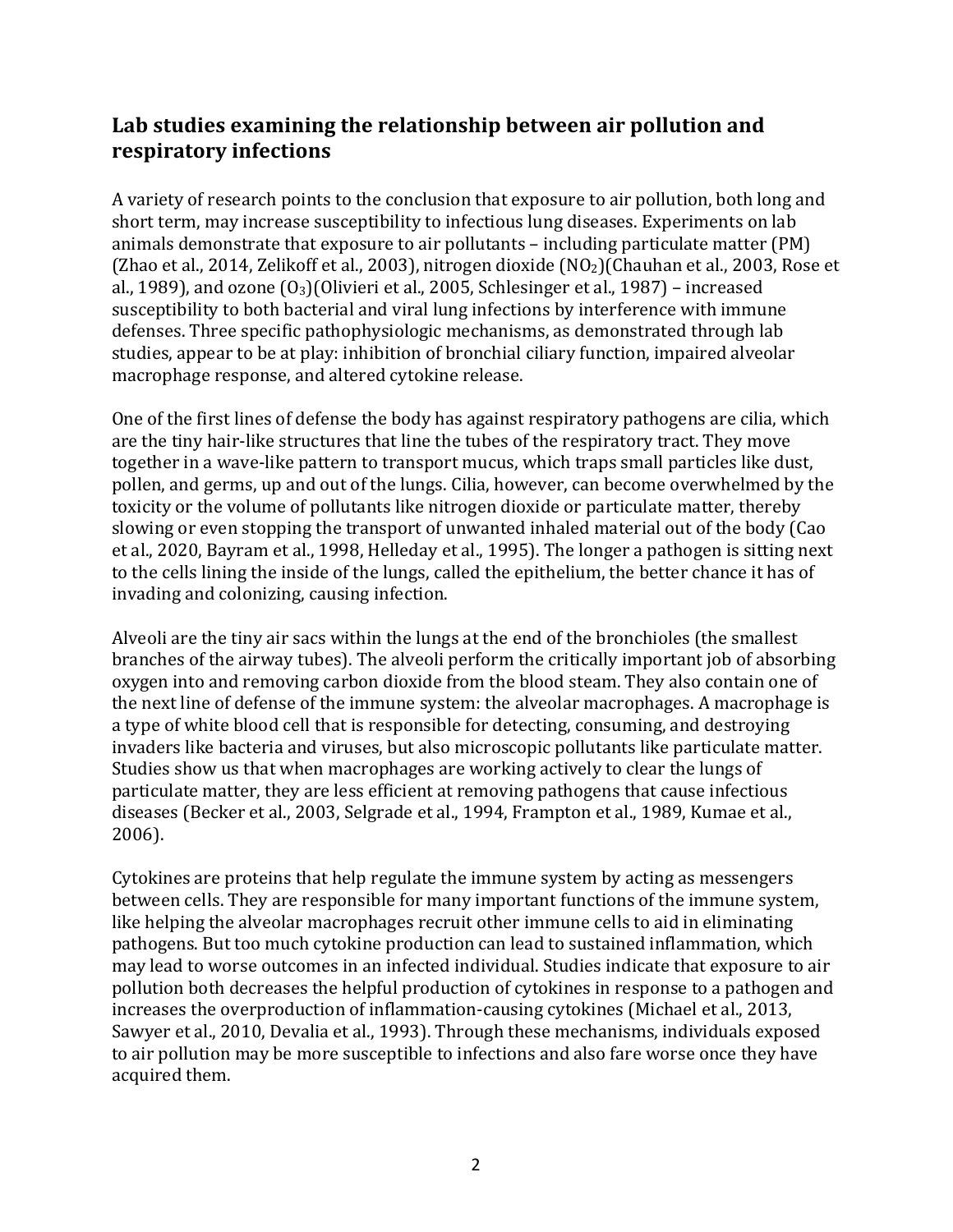## Lab studies examining the relationship between air pollution and respiratory infections

A variety of research points to the conclusion that exposure to air pollution, both long and short term, may increase susceptibility to infectious lung diseases. Experiments on lab animals demonstrate that exposure to air pollutants – including particulate matter (PM) (Zhao et al., 2014, Zelikoff et al., 2003), nitrogen dioxide ($NO_2$)(Chauhan et al., 2003, Rose et al., 1989), and ozone ($O_3$)(Olivieri et al., 2005, Schlesinger et al., 1987) – increased susceptibility to both bacterial and viral lung infections by interference with immune defenses. Three specific pathophysiologic mechanisms, as demonstrated through lab studies, appear to be at play: inhibition of bronchial ciliary function, impaired alveolar macrophage response, and altered cytokine release.

One of the first lines of defense the body has against respiratory pathogens are cilia, which are the tiny hair-like structures that line the tubes of the respiratory tract. They move together in a wave-like pattern to transport mucus, which traps small particles like dust, pollen, and germs, up and out of the lungs. Cilia, however, can become overwhelmed by the toxicity or the volume of pollutants like nitrogen dioxide or particulate matter, thereby slowing or even stopping the transport of unwanted inhaled material out of the body (Cao et al., 2020, Bayram et al., 1998, Helleday et al., 1995). The longer a pathogen is sitting next to the cells lining the inside of the lungs, called the epithelium, the better chance it has of invading and colonizing, causing infection.

Alveoli are the tiny air sacs within the lungs at the end of the bronchioles (the smallest branches of the airway tubes). The alveoli perform the critically important job of absorbing oxygen into and removing carbon dioxide from the blood steam. They also contain one of the next line of defense of the immune system: the alveolar macrophages. A macrophage is a type of white blood cell that is responsible for detecting, consuming, and destroying invaders like bacteria and viruses, but also microscopic pollutants like particulate matter. Studies show us that when macrophages are working actively to clear the lungs of particulate matter, they are less efficient at removing pathogens that cause infectious diseases (Becker et al., 2003, Selgrade et al., 1994, Frampton et al., 1989, Kumae et al., 2006).

Cytokines are proteins that help regulate the immune system by acting as messengers between cells. They are responsible for many important functions of the immune system, like helping the alveolar macrophages recruit other immune cells to aid in eliminating pathogens. But too much cytokine production can lead to sustained inflammation, which may lead to worse outcomes in an infected individual. Studies indicate that exposure to air pollution both decreases the helpful production of cytokines in response to a pathogen and increases the overproduction of inflammation-causing cytokines (Michael et al., 2013, Sawyer et al., 2010, Devalia et al., 1993). Through these mechanisms, individuals exposed to air pollution may be more susceptible to infections and also fare worse once they have acquired them.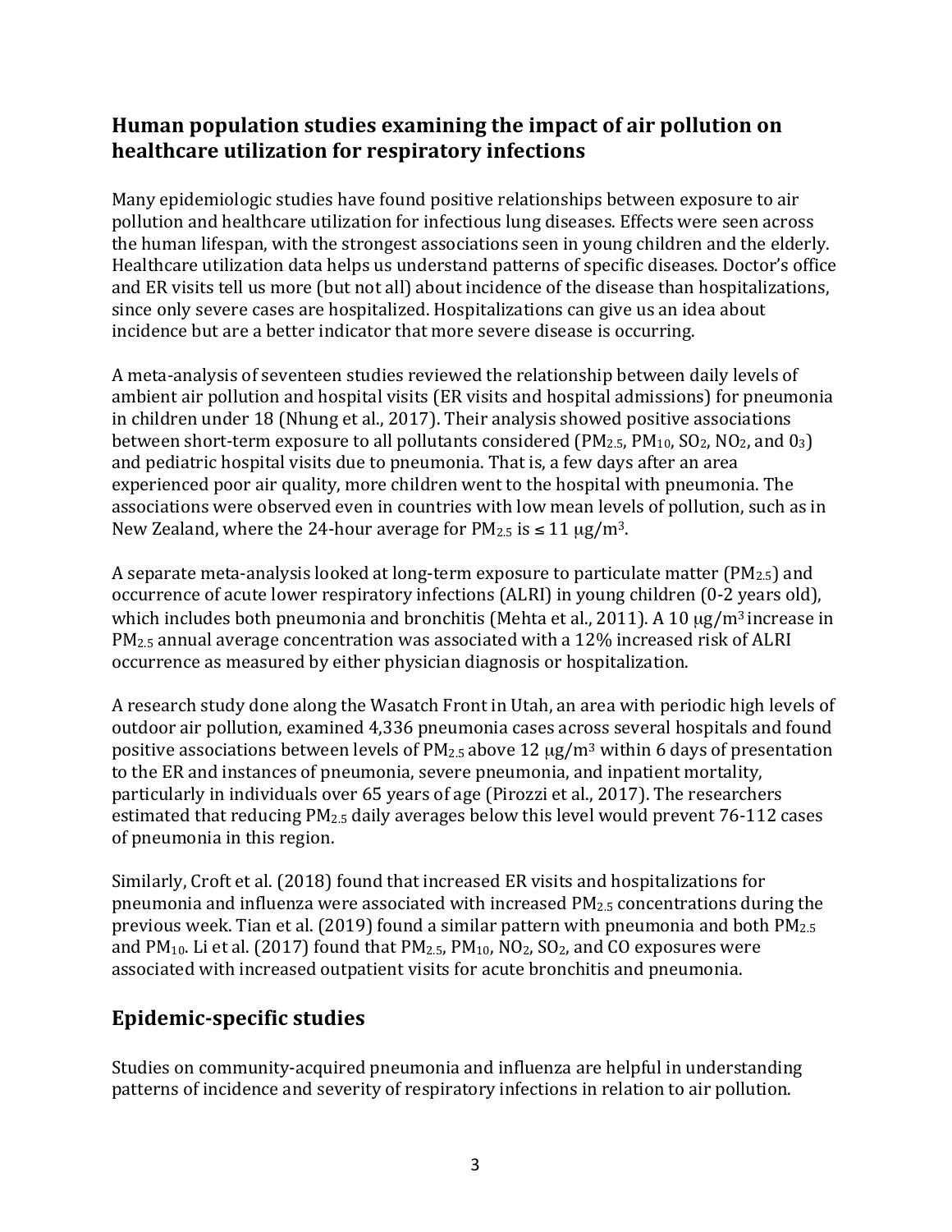## Human population studies examining the impact of air pollution on healthcare utilization for respiratory infections

Many epidemiologic studies have found positive relationships between exposure to air pollution and healthcare utilization for infectious lung diseases. Effects were seen across the human lifespan, with the strongest associations seen in young children and the elderly. Healthcare utilization data helps us understand patterns of specific diseases. Doctor's office and ER visits tell us more (but not all) about incidence of the disease than hospitalizations, since only severe cases are hospitalized. Hospitalizations can give us an idea about incidence but are a better indicator that more severe disease is occurring.

A meta-analysis of seventeen studies reviewed the relationship between daily levels of ambient air pollution and hospital visits (ER visits and hospital admissions) for pneumonia in children under 18 (Nhung et al., 2017). Their analysis showed positive associations between short-term exposure to all pollutants considered ($PM_{2.5}$, $PM_{10}$, $SO_2$, $NO_2$, and $0_3$) and pediatric hospital visits due to pneumonia. That is, a few days after an area experienced poor air quality, more children went to the hospital with pneumonia. The associations were observed even in countries with low mean levels of pollution, such as in New Zealand, where the 24-hour average for $PM_{2.5}$ is $\leq 11\ \mu g/m^3$.

A separate meta-analysis looked at long-term exposure to particulate matter ($PM_{2.5}$) and occurrence of acute lower respiratory infections (ALRI) in young children (0-2 years old), which includes both pneumonia and bronchitis (Mehta et al., 2011). A 10 $\mu g/m^3$ increase in $PM_{2.5}$ annual average concentration was associated with a 12% increased risk of ALRI occurrence as measured by either physician diagnosis or hospitalization.

A research study done along the Wasatch Front in Utah, an area with periodic high levels of outdoor air pollution, examined 4,336 pneumonia cases across several hospitals and found positive associations between levels of $PM_{2.5}$ above 12 $\mu g/m^3$ within 6 days of presentation to the ER and instances of pneumonia, severe pneumonia, and inpatient mortality, particularly in individuals over 65 years of age (Pirozzi et al., 2017). The researchers estimated that reducing $PM_{2.5}$ daily averages below this level would prevent 76-112 cases of pneumonia in this region.

Similarly, Croft et al. (2018) found that increased ER visits and hospitalizations for pneumonia and influenza were associated with increased $PM_{2.5}$ concentrations during the previous week. Tian et al. (2019) found a similar pattern with pneumonia and both $PM_{2.5}$ and $PM_{10}$. Li et al. (2017) found that $PM_{2.5}$, $PM_{10}$, $NO_2$, $SO_2$, and CO exposures were associated with increased outpatient visits for acute bronchitis and pneumonia.

## Epidemic-specific studies

Studies on community-acquired pneumonia and influenza are helpful in understanding patterns of incidence and severity of respiratory infections in relation to air pollution.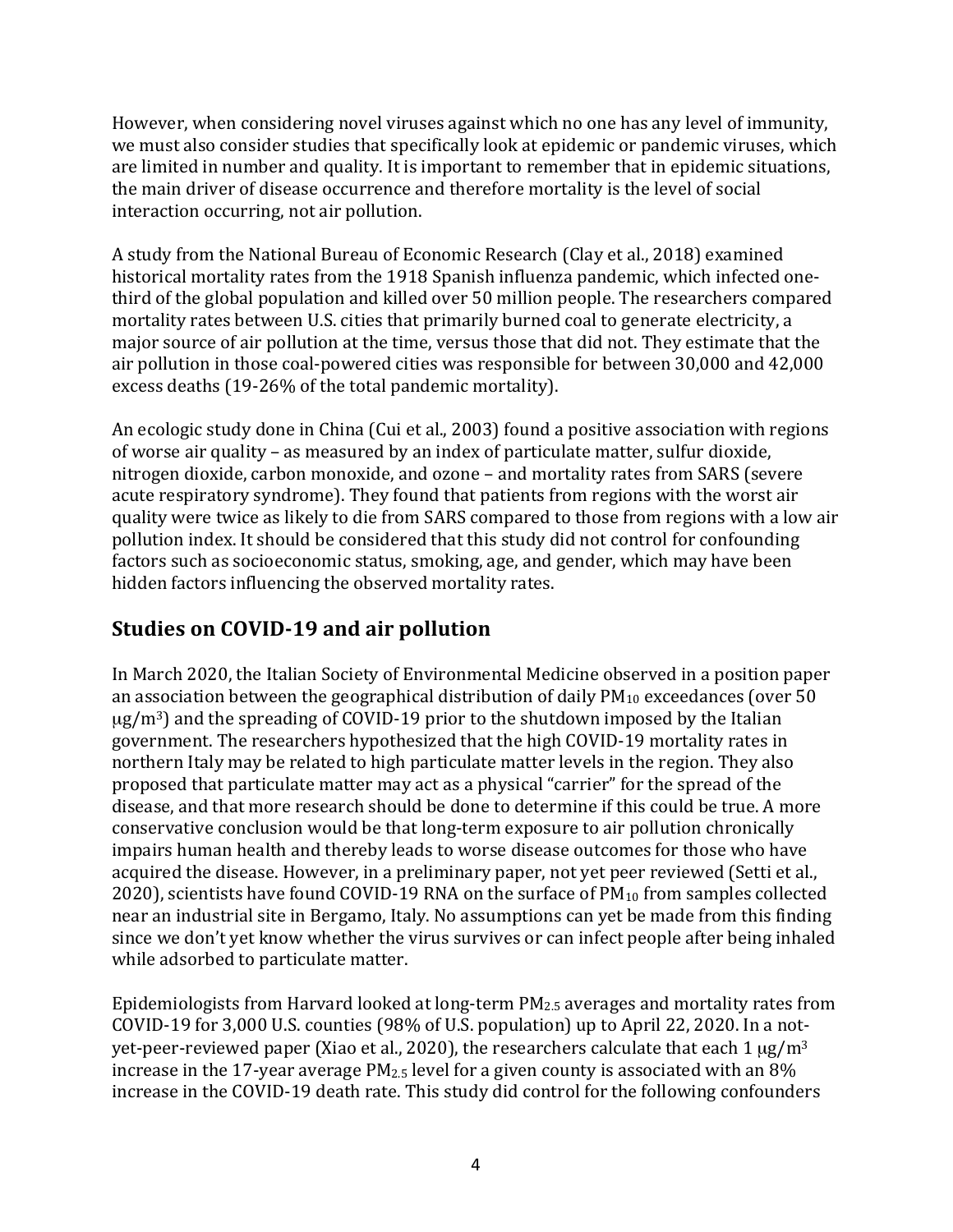However, when considering novel viruses against which no one has any level of immunity, we must also consider studies that specifically look at epidemic or pandemic viruses, which are limited in number and quality. It is important to remember that in epidemic situations, the main driver of disease occurrence and therefore mortality is the level of social interaction occurring, not air pollution.

A study from the National Bureau of Economic Research (Clay et al., 2018) examined historical mortality rates from the 1918 Spanish influenza pandemic, which infected one-third of the global population and killed over 50 million people. The researchers compared mortality rates between U.S. cities that primarily burned coal to generate electricity, a major source of air pollution at the time, versus those that did not. They estimate that the air pollution in those coal-powered cities was responsible for between 30,000 and 42,000 excess deaths (19-26% of the total pandemic mortality).

An ecologic study done in China (Cui et al., 2003) found a positive association with regions of worse air quality – as measured by an index of particulate matter, sulfur dioxide, nitrogen dioxide, carbon monoxide, and ozone – and mortality rates from SARS (severe acute respiratory syndrome). They found that patients from regions with the worst air quality were twice as likely to die from SARS compared to those from regions with a low air pollution index. It should be considered that this study did not control for confounding factors such as socioeconomic status, smoking, age, and gender, which may have been hidden factors influencing the observed mortality rates.

## Studies on COVID-19 and air pollution

In March 2020, the Italian Society of Environmental Medicine observed in a position paper an association between the geographical distribution of daily $PM_{10}$ exceedances (over 50 $\mu g/m^3$) and the spreading of COVID-19 prior to the shutdown imposed by the Italian government. The researchers hypothesized that the high COVID-19 mortality rates in northern Italy may be related to high particulate matter levels in the region. They also proposed that particulate matter may act as a physical "carrier" for the spread of the disease, and that more research should be done to determine if this could be true. A more conservative conclusion would be that long-term exposure to air pollution chronically impairs human health and thereby leads to worse disease outcomes for those who have acquired the disease. However, in a preliminary paper, not yet peer reviewed (Setti et al., 2020), scientists have found COVID-19 RNA on the surface of $PM_{10}$ from samples collected near an industrial site in Bergamo, Italy. No assumptions can yet be made from this finding since we don't yet know whether the virus survives or can infect people after being inhaled while adsorbed to particulate matter.

Epidemiologists from Harvard looked at long-term $PM_{2.5}$ averages and mortality rates from COVID-19 for 3,000 U.S. counties (98% of U.S. population) up to April 22, 2020. In a not-yet-peer-reviewed paper (Xiao et al., 2020), the researchers calculate that each 1 $\mu g/m^3$ increase in the 17-year average $PM_{2.5}$ level for a given county is associated with an 8% increase in the COVID-19 death rate. This study did control for the following confounders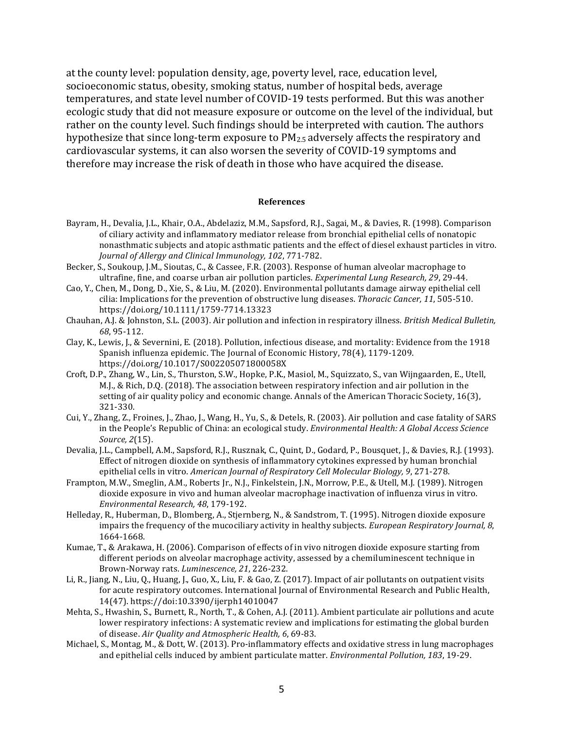at the county level: population density, age, poverty level, race, education level, socioeconomic status, obesity, smoking status, number of hospital beds, average temperatures, and state level number of COVID-19 tests performed. But this was another ecologic study that did not measure exposure or outcome on the level of the individual, but rather on the county level. Such findings should be interpreted with caution. The authors hypothesize that since long-term exposure to $PM_{2.5}$ adversely affects the respiratory and cardiovascular systems, it can also worsen the severity of COVID-19 symptoms and therefore may increase the risk of death in those who have acquired the disease.

**References**

Bayram, H., Devalia, J.L., Khair, O.A., Abdelaziz, M.M., Sapsford, R.J., Sagai, M., & Davies, R. (1998). Comparison of ciliary activity and inflammatory mediator release from bronchial epithelial cells of nonatopic nonasthmatic subjects and atopic asthmatic patients and the effect of diesel exhaust particles in vitro. *Journal of Allergy and Clinical Immunology, 102*, 771-782.

Becker, S., Soukoup, J.M., Sioutas, C., & Cassee, F.R. (2003). Response of human alveolar macrophage to ultrafine, fine, and coarse urban air pollution particles. *Experimental Lung Research, 29*, 29-44.

Cao, Y., Chen, M., Dong, D., Xie, S., & Liu, M. (2020). Environmental pollutants damage airway epithelial cell cilia: Implications for the prevention of obstructive lung diseases. *Thoracic Cancer, 11*, 505-510. https://doi.org/10.1111/1759-7714.13323

Chauhan, A.J. & Johnston, S.L. (2003). Air pollution and infection in respiratory illness. *British Medical Bulletin, 68*, 95-112.

Clay, K., Lewis, J., & Severnini, E. (2018). Pollution, infectious disease, and mortality: Evidence from the 1918 Spanish influenza epidemic. The Journal of Economic History, 78(4), 1179-1209. https://doi.org/10.1017/S002205071800058X

Croft, D.P., Zhang, W., Lin, S., Thurston, S.W., Hopke, P.K., Masiol, M., Squizzato, S., van Wijngaarden, E., Utell, M.J., & Rich, D.Q. (2018). The association between respiratory infection and air pollution in the setting of air quality policy and economic change. Annals of the American Thoracic Society, 16(3), 321-330.

Cui, Y., Zhang, Z., Froines, J., Zhao, J., Wang, H., Yu, S., & Detels, R. (2003). Air pollution and case fatality of SARS in the People's Republic of China: an ecological study. *Environmental Health: A Global Access Science Source, 2*(15).

Devalia, J.L., Campbell, A.M., Sapsford, R.J., Rusznak, C., Quint, D., Godard, P., Bousquet, J., & Davies, R.J. (1993). Effect of nitrogen dioxide on synthesis of inflammatory cytokines expressed by human bronchial epithelial cells in vitro. *American Journal of Respiratory Cell Molecular Biology, 9*, 271-278.

Frampton, M.W., Smeglin, A.M., Roberts Jr., N.J., Finkelstein, J.N., Morrow, P.E., & Utell, M.J. (1989). Nitrogen dioxide exposure in vivo and human alveolar macrophage inactivation of influenza virus in vitro. *Environmental Research, 48*, 179-192.

Helleday, R., Huberman, D., Blomberg, A., Stjernberg, N., & Sandstrom, T. (1995). Nitrogen dioxide exposure impairs the frequency of the mucociliary activity in healthy subjects. *European Respiratory Journal, 8*, 1664-1668.

Kumae, T., & Arakawa, H. (2006). Comparison of effects of in vivo nitrogen dioxide exposure starting from different periods on alveolar macrophage activity, assessed by a chemiluminescent technique in Brown-Norway rats. *Luminescence, 21*, 226-232.

Li, R., Jiang, N., Liu, Q., Huang, J., Guo, X., Liu, F. & Gao, Z. (2017). Impact of air pollutants on outpatient visits for acute respiratory outcomes. International Journal of Environmental Research and Public Health, 14(47). https://doi:10.3390/ijerph14010047

Mehta, S., Hwashin, S., Burnett, R., North, T., & Cohen, A.J. (2011). Ambient particulate air pollutions and acute lower respiratory infections: A systematic review and implications for estimating the global burden of disease. *Air Quality and Atmospheric Health, 6*, 69-83.

Michael, S., Montag, M., & Dott, W. (2013). Pro-inflammatory effects and oxidative stress in lung macrophages and epithelial cells induced by ambient particulate matter. *Environmental Pollution, 183*, 19-29.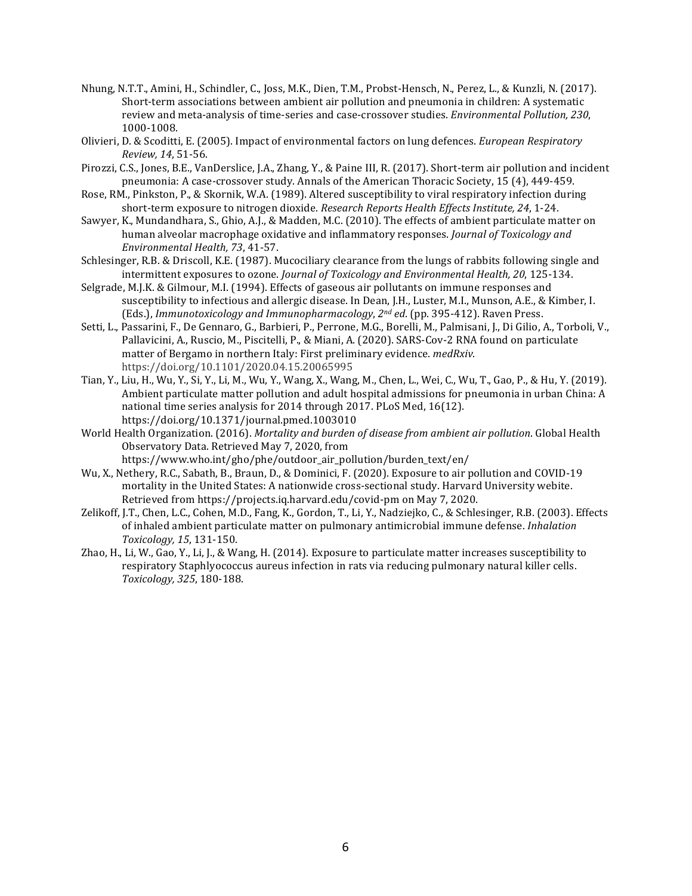Nhung, N.T.T., Amini, H., Schindler, C., Joss, M.K., Dien, T.M., Probst-Hensch, N., Perez, L., & Kunzli, N. (2017). Short-term associations between ambient air pollution and pneumonia in children: A systematic review and meta-analysis of time-series and case-crossover studies. *Environmental Pollution, 230*, 1000-1008.

Olivieri, D. & Scoditti, E. (2005). Impact of environmental factors on lung defences. *European Respiratory Review, 14*, 51-56.

Pirozzi, C.S., Jones, B.E., VanDerslice, J.A., Zhang, Y., & Paine III, R. (2017). Short-term air pollution and incident pneumonia: A case-crossover study. Annals of the American Thoracic Society, 15 (4), 449-459.

Rose, RM., Pinkston, P., & Skornik, W.A. (1989). Altered susceptibility to viral respiratory infection during short-term exposure to nitrogen dioxide. *Research Reports Health Effects Institute, 24*, 1-24.

Sawyer, K., Mundandhara, S., Ghio, A.J., & Madden, M.C. (2010). The effects of ambient particulate matter on human alveolar macrophage oxidative and inflammatory responses. *Journal of Toxicology and Environmental Health, 73*, 41-57.

Schlesinger, R.B. & Driscoll, K.E. (1987). Mucociliary clearance from the lungs of rabbits following single and intermittent exposures to ozone. *Journal of Toxicology and Environmental Health, 20*, 125-134.

Selgrade, M.J.K. & Gilmour, M.I. (1994). Effects of gaseous air pollutants on immune responses and susceptibility to infectious and allergic disease. In Dean, J.H., Luster, M.I., Munson, A.E., & Kimber, I. (Eds.), *Immunotoxicology and Immunopharmacology*, *2nd ed*. (pp. 395-412). Raven Press.

Setti, L., Passarini, F., De Gennaro, G., Barbieri, P., Perrone, M.G., Borelli, M., Palmisani, J., Di Gilio, A., Torboli, V., Pallavicini, A., Ruscio, M., Piscitelli, P., & Miani, A. (2020). SARS-Cov-2 RNA found on particulate matter of Bergamo in northern Italy: First preliminary evidence. *medRxiv*. https://doi.org/10.1101/2020.04.15.20065995

Tian, Y., Liu, H., Wu, Y., Si, Y., Li, M., Wu, Y., Wang, X., Wang, M., Chen, L., Wei, C., Wu, T., Gao, P., & Hu, Y. (2019). Ambient particulate matter pollution and adult hospital admissions for pneumonia in urban China: A national time series analysis for 2014 through 2017. PLoS Med, 16(12). https://doi.org/10.1371/journal.pmed.1003010

World Health Organization. (2016). *Mortality and burden of disease from ambient air pollution*. Global Health Observatory Data. Retrieved May 7, 2020, from https://www.who.int/gho/phe/outdoor_air_pollution/burden_text/en/

Wu, X., Nethery, R.C., Sabath, B., Braun, D., & Dominici, F. (2020). Exposure to air pollution and COVID-19 mortality in the United States: A nationwide cross-sectional study. Harvard University webite. Retrieved from https://projects.iq.harvard.edu/covid-pm on May 7, 2020.

Zelikoff, J.T., Chen, L.C., Cohen, M.D., Fang, K., Gordon, T., Li, Y., Nadziejko, C., & Schlesinger, R.B. (2003). Effects of inhaled ambient particulate matter on pulmonary antimicrobial immune defense. *Inhalation Toxicology, 15*, 131-150.

Zhao, H., Li, W., Gao, Y., Li, J., & Wang, H. (2014). Exposure to particulate matter increases susceptibility to respiratory Staphlyococcus aureus infection in rats via reducing pulmonary natural killer cells. *Toxicology, 325*, 180-188.